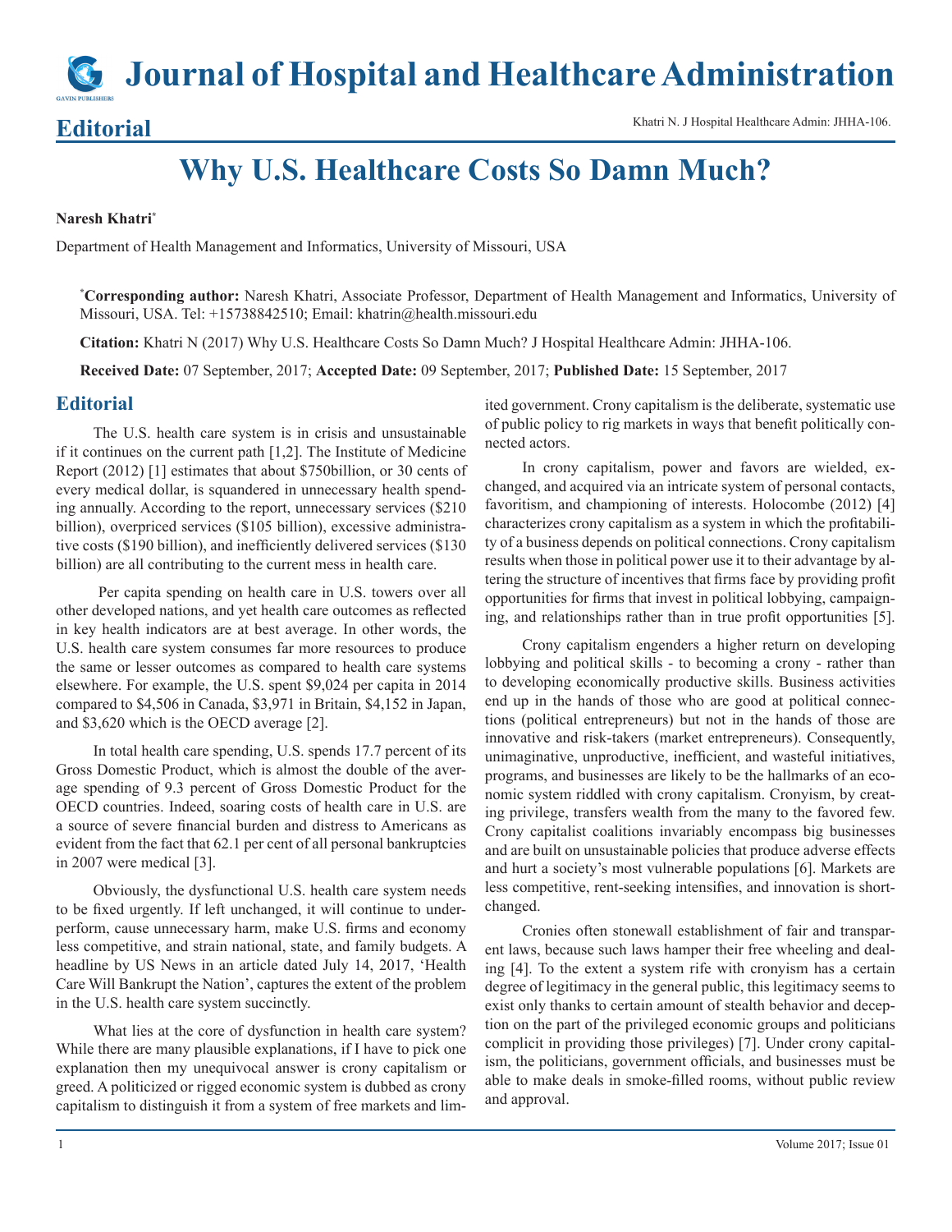# Why U.S. Healthcare Costs So Damn Much?

**Naresh Khatri***

Department of Health Management and Informatics, University of Missouri, USA

***Corresponding author:** Naresh Khatri, Associate Professor, Department of Health Management and Informatics, University of Missouri, USA. Tel: +15738842510; Email: khatrin@health.missouri.edu

**Citation:** Khatri N (2017) Why U.S. Healthcare Costs So Damn Much? J Hospital Healthcare Admin: JHHA-106.

**Received Date:** 07 September, 2017; **Accepted Date:** 09 September, 2017; **Published Date:** 15 September, 2017

## Editorial

The U.S. health care system is in crisis and unsustainable if it continues on the current path [1,2]. The Institute of Medicine Report (2012) [1] estimates that about $750billion, or 30 cents of every medical dollar, is squandered in unnecessary health spending annually. According to the report, unnecessary services ($210 billion), overpriced services ($105 billion), excessive administrative costs ($190 billion), and inefficiently delivered services ($130 billion) are all contributing to the current mess in health care.

Per capita spending on health care in U.S. towers over all other developed nations, and yet health care outcomes as reflected in key health indicators are at best average. In other words, the U.S. health care system consumes far more resources to produce the same or lesser outcomes as compared to health care systems elsewhere. For example, the U.S. spent $9,024 per capita in 2014 compared to $4,506 in Canada, $3,971 in Britain, $4,152 in Japan, and $3,620 which is the OECD average [2].

In total health care spending, U.S. spends 17.7 percent of its Gross Domestic Product, which is almost the double of the average spending of 9.3 percent of Gross Domestic Product for the OECD countries. Indeed, soaring costs of health care in U.S. are a source of severe financial burden and distress to Americans as evident from the fact that 62.1 per cent of all personal bankruptcies in 2007 were medical [3].

Obviously, the dysfunctional U.S. health care system needs to be fixed urgently. If left unchanged, it will continue to underperform, cause unnecessary harm, make U.S. firms and economy less competitive, and strain national, state, and family budgets. A headline by US News in an article dated July 14, 2017, 'Health Care Will Bankrupt the Nation', captures the extent of the problem in the U.S. health care system succinctly.

What lies at the core of dysfunction in health care system? While there are many plausible explanations, if I have to pick one explanation then my unequivocal answer is crony capitalism or greed. A politicized or rigged economic system is dubbed as crony capitalism to distinguish it from a system of free markets and limited government. Crony capitalism is the deliberate, systematic use of public policy to rig markets in ways that benefit politically connected actors.

In crony capitalism, power and favors are wielded, exchanged, and acquired via an intricate system of personal contacts, favoritism, and championing of interests. Holocombe (2012) [4] characterizes crony capitalism as a system in which the profitability of a business depends on political connections. Crony capitalism results when those in political power use it to their advantage by altering the structure of incentives that firms face by providing profit opportunities for firms that invest in political lobbying, campaigning, and relationships rather than in true profit opportunities [5].

Crony capitalism engenders a higher return on developing lobbying and political skills - to becoming a crony - rather than to developing economically productive skills. Business activities end up in the hands of those who are good at political connections (political entrepreneurs) but not in the hands of those are innovative and risk-takers (market entrepreneurs). Consequently, unimaginative, unproductive, inefficient, and wasteful initiatives, programs, and businesses are likely to be the hallmarks of an economic system riddled with crony capitalism. Cronyism, by creating privilege, transfers wealth from the many to the favored few. Crony capitalist coalitions invariably encompass big businesses and are built on unsustainable policies that produce adverse effects and hurt a society's most vulnerable populations [6]. Markets are less competitive, rent-seeking intensifies, and innovation is shortchanged.

Cronies often stonewall establishment of fair and transparent laws, because such laws hamper their free wheeling and dealing [4]. To the extent a system rife with cronyism has a certain degree of legitimacy in the general public, this legitimacy seems to exist only thanks to certain amount of stealth behavior and deception on the part of the privileged economic groups and politicians complicit in providing those privileges) [7]. Under crony capitalism, the politicians, government officials, and businesses must be able to make deals in smoke-filled rooms, without public review and approval.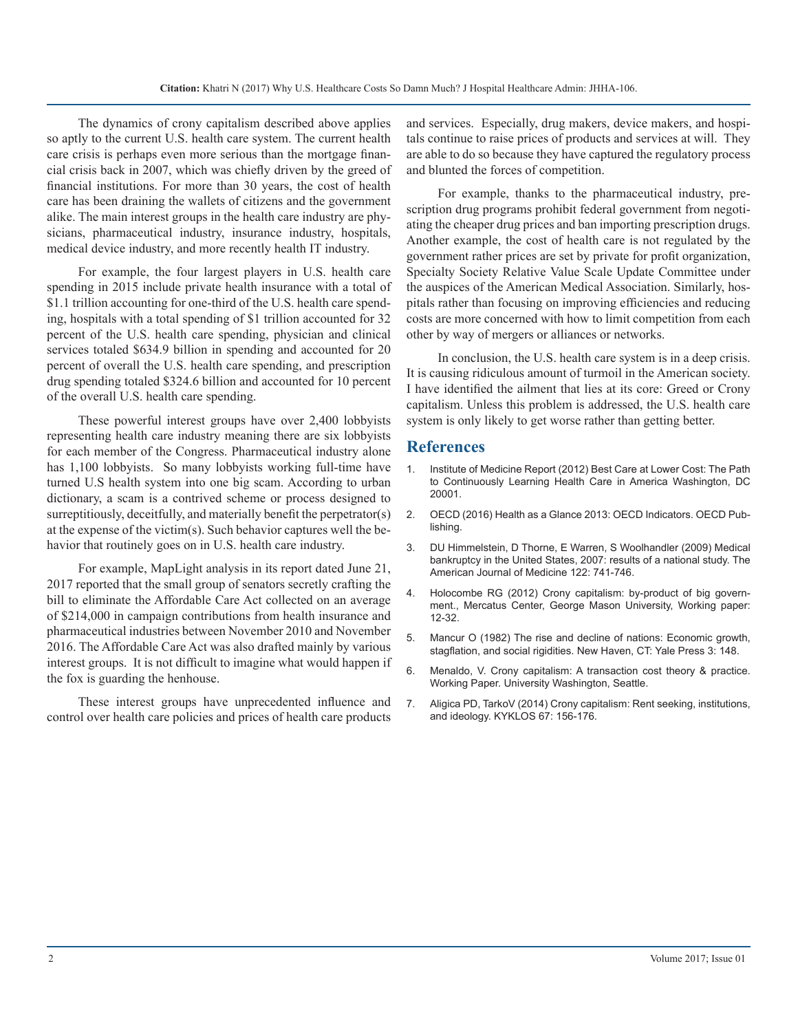The dynamics of crony capitalism described above applies so aptly to the current U.S. health care system. The current health care crisis is perhaps even more serious than the mortgage financial crisis back in 2007, which was chiefly driven by the greed of financial institutions. For more than 30 years, the cost of health care has been draining the wallets of citizens and the government alike. The main interest groups in the health care industry are physicians, pharmaceutical industry, insurance industry, hospitals, medical device industry, and more recently health IT industry.

For example, the four largest players in U.S. health care spending in 2015 include private health insurance with a total of $1.1 trillion accounting for one-third of the U.S. health care spending, hospitals with a total spending of $1 trillion accounted for 32 percent of the U.S. health care spending, physician and clinical services totaled $634.9 billion in spending and accounted for 20 percent of overall the U.S. health care spending, and prescription drug spending totaled $324.6 billion and accounted for 10 percent of the overall U.S. health care spending.

These powerful interest groups have over 2,400 lobbyists representing health care industry meaning there are six lobbyists for each member of the Congress. Pharmaceutical industry alone has 1,100 lobbyists. So many lobbyists working full-time have turned U.S health system into one big scam. According to urban dictionary, a scam is a contrived scheme or process designed to surreptitiously, deceitfully, and materially benefit the perpetrator(s) at the expense of the victim(s). Such behavior captures well the behavior that routinely goes on in U.S. health care industry.

For example, MapLight analysis in its report dated June 21, 2017 reported that the small group of senators secretly crafting the bill to eliminate the Affordable Care Act collected on an average of $214,000 in campaign contributions from health insurance and pharmaceutical industries between November 2010 and November 2016. The Affordable Care Act was also drafted mainly by various interest groups. It is not difficult to imagine what would happen if the fox is guarding the henhouse.

These interest groups have unprecedented influence and control over health care policies and prices of health care products and services. Especially, drug makers, device makers, and hospitals continue to raise prices of products and services at will. They are able to do so because they have captured the regulatory process and blunted the forces of competition.

For example, thanks to the pharmaceutical industry, prescription drug programs prohibit federal government from negotiating the cheaper drug prices and ban importing prescription drugs. Another example, the cost of health care is not regulated by the government rather prices are set by private for profit organization, Specialty Society Relative Value Scale Update Committee under the auspices of the American Medical Association. Similarly, hospitals rather than focusing on improving efficiencies and reducing costs are more concerned with how to limit competition from each other by way of mergers or alliances or networks.

In conclusion, the U.S. health care system is in a deep crisis. It is causing ridiculous amount of turmoil in the American society. I have identified the ailment that lies at its core: Greed or Crony capitalism. Unless this problem is addressed, the U.S. health care system is only likely to get worse rather than getting better.

## References

1. Institute of Medicine Report (2012) Best Care at Lower Cost: The Path to Continuously Learning Health Care in America Washington, DC 20001.
2. OECD (2016) Health as a Glance 2013: OECD Indicators. OECD Publishing.
3. DU Himmelstein, D Thorne, E Warren, S Woolhandler (2009) Medical bankruptcy in the United States, 2007: results of a national study. The American Journal of Medicine 122: 741-746.
4. Holocombe RG (2012) Crony capitalism: by-product of big government., Mercatus Center, George Mason University, Working paper: 12-32.
5. Mancur O (1982) The rise and decline of nations: Economic growth, stagflation, and social rigidities. New Haven, CT: Yale Press 3: 148.
6. Menaldo, V. Crony capitalism: A transaction cost theory & practice. Working Paper. University Washington, Seattle.
7. Aligica PD, TarkoV (2014) Crony capitalism: Rent seeking, institutions, and ideology. KYKLOS 67: 156-176.